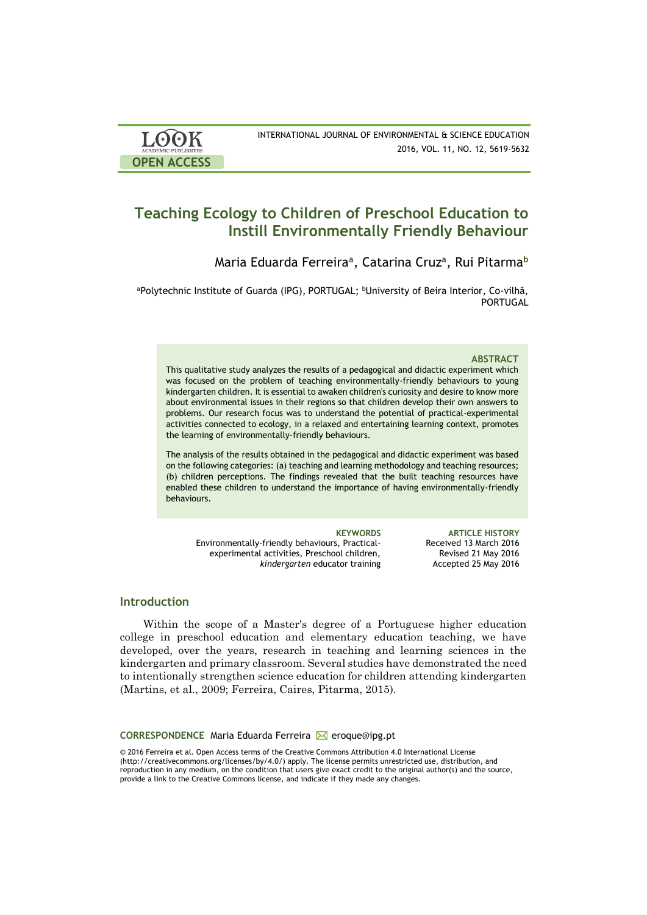# Teaching Ecology to Children of Preschool Education to Instill Environmentally Friendly Behaviour

Maria Eduarda Ferreira[a], Catarina Cruz[a], Rui Pitarma[b]

[a]Polytechnic Institute of Guarda (IPG), PORTUGAL; [b]University of Beira Interior, Co-vilhã, PORTUGAL

### ABSTRACT

This qualitative study analyzes the results of a pedagogical and didactic experiment which was focused on the problem of teaching environmentally-friendly behaviours to young kindergarten children. It is essential to awaken children's curiosity and desire to know more about environmental issues in their regions so that children develop their own answers to problems. Our research focus was to understand the potential of practical-experimental activities connected to ecology, in a relaxed and entertaining learning context, promotes the learning of environmentally-friendly behaviours.

The analysis of the results obtained in the pedagogical and didactic experiment was based on the following categories: (a) teaching and learning methodology and teaching resources; (b) children perceptions. The findings revealed that the built teaching resources have enabled these children to understand the importance of having environmentally-friendly behaviours.

**KEYWORDS**
Environmentally-friendly behaviours, Practical-experimental activities, Preschool children, *kindergarten* educator training

**ARTICLE HISTORY**
Received 13 March 2016
Revised 21 May 2016
Accepted 25 May 2016

## Introduction

Within the scope of a Master's degree of a Portuguese higher education college in preschool education and elementary education teaching, we have developed, over the years, research in teaching and learning sciences in the kindergarten and primary classroom. Several studies have demonstrated the need to intentionally strengthen science education for children attending kindergarten (Martins, et al., 2009; Ferreira, Caires, Pitarma, 2015).

**CORRESPONDENCE** Maria Eduarda Ferreira eroque@ipg.pt

© 2016 Ferreira et al. Open Access terms of the Creative Commons Attribution 4.0 International License (http://creativecommons.org/licenses/by/4.0/) apply. The license permits unrestricted use, distribution, and reproduction in any medium, on the condition that users give exact credit to the original author(s) and the source, provide a link to the Creative Commons license, and indicate if they made any changes.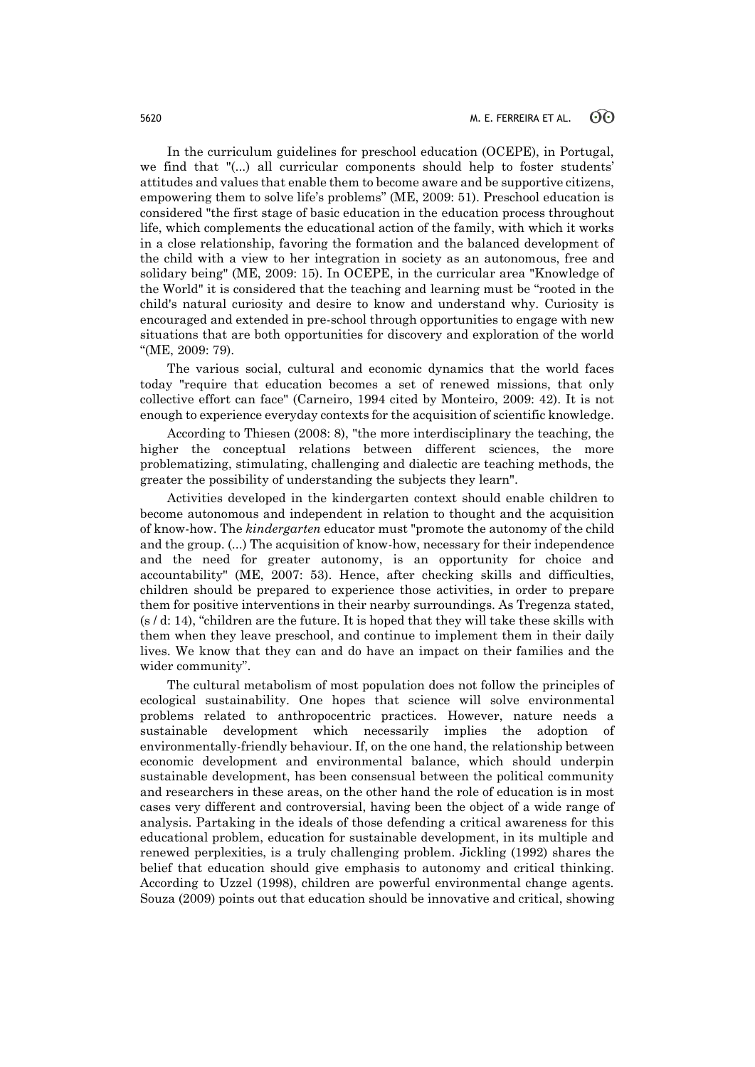In the curriculum guidelines for preschool education (OCEPE), in Portugal, we find that "(...) all curricular components should help to foster students' attitudes and values that enable them to become aware and be supportive citizens, empowering them to solve life's problems" (ME, 2009: 51). Preschool education is considered "the first stage of basic education in the education process throughout life, which complements the educational action of the family, with which it works in a close relationship, favoring the formation and the balanced development of the child with a view to her integration in society as an autonomous, free and solidary being" (ME, 2009: 15). In OCEPE, in the curricular area "Knowledge of the World" it is considered that the teaching and learning must be "rooted in the child's natural curiosity and desire to know and understand why. Curiosity is encouraged and extended in pre-school through opportunities to engage with new situations that are both opportunities for discovery and exploration of the world "(ME, 2009: 79).

The various social, cultural and economic dynamics that the world faces today "require that education becomes a set of renewed missions, that only collective effort can face" (Carneiro, 1994 cited by Monteiro, 2009: 42). It is not enough to experience everyday contexts for the acquisition of scientific knowledge.

According to Thiesen (2008: 8), "the more interdisciplinary the teaching, the higher the conceptual relations between different sciences, the more problematizing, stimulating, challenging and dialectic are teaching methods, the greater the possibility of understanding the subjects they learn".

Activities developed in the kindergarten context should enable children to become autonomous and independent in relation to thought and the acquisition of know-how. The *kindergarten* educator must "promote the autonomy of the child and the group. (...) The acquisition of know-how, necessary for their independence and the need for greater autonomy, is an opportunity for choice and accountability" (ME, 2007: 53). Hence, after checking skills and difficulties, children should be prepared to experience those activities, in order to prepare them for positive interventions in their nearby surroundings. As Tregenza stated, (s / d: 14), "children are the future. It is hoped that they will take these skills with them when they leave preschool, and continue to implement them in their daily lives. We know that they can and do have an impact on their families and the wider community".

The cultural metabolism of most population does not follow the principles of ecological sustainability. One hopes that science will solve environmental problems related to anthropocentric practices. However, nature needs a sustainable development which necessarily implies the adoption of environmentally-friendly behaviour. If, on the one hand, the relationship between economic development and environmental balance, which should underpin sustainable development, has been consensual between the political community and researchers in these areas, on the other hand the role of education is in most cases very different and controversial, having been the object of a wide range of analysis. Partaking in the ideals of those defending a critical awareness for this educational problem, education for sustainable development, in its multiple and renewed perplexities, is a truly challenging problem. Jickling (1992) shares the belief that education should give emphasis to autonomy and critical thinking. According to Uzzel (1998), children are powerful environmental change agents. Souza (2009) points out that education should be innovative and critical, showing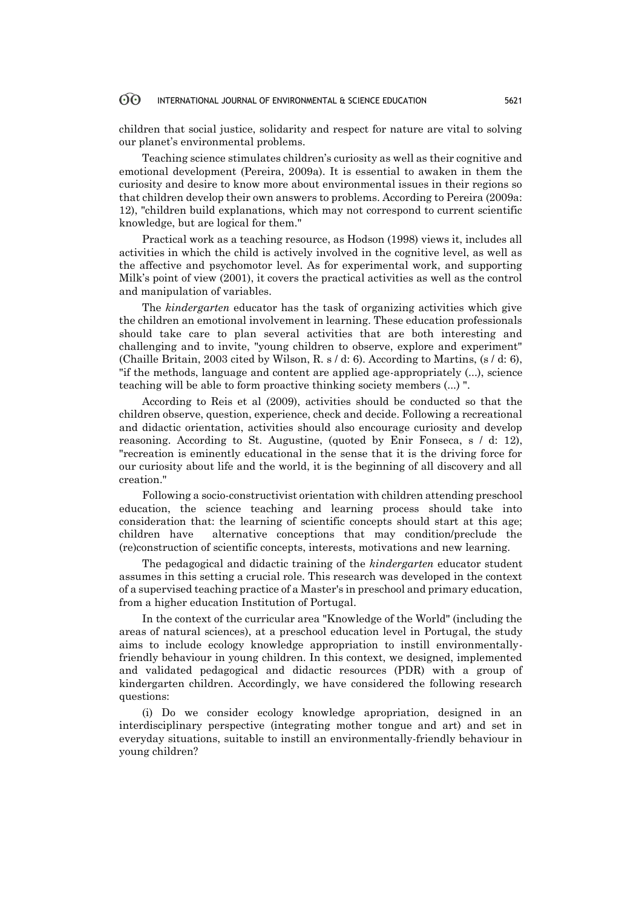children that social justice, solidarity and respect for nature are vital to solving our planet's environmental problems.

Teaching science stimulates children's curiosity as well as their cognitive and emotional development (Pereira, 2009a). It is essential to awaken in them the curiosity and desire to know more about environmental issues in their regions so that children develop their own answers to problems. According to Pereira (2009a: 12), "children build explanations, which may not correspond to current scientific knowledge, but are logical for them."

Practical work as a teaching resource, as Hodson (1998) views it, includes all activities in which the child is actively involved in the cognitive level, as well as the affective and psychomotor level. As for experimental work, and supporting Milk's point of view (2001), it covers the practical activities as well as the control and manipulation of variables.

The *kindergarten* educator has the task of organizing activities which give the children an emotional involvement in learning. These education professionals should take care to plan several activities that are both interesting and challenging and to invite, "young children to observe, explore and experiment" (Chaille Britain, 2003 cited by Wilson, R. s / d: 6). According to Martins, (s / d: 6), "if the methods, language and content are applied age-appropriately (...), science teaching will be able to form proactive thinking society members (...) ".

According to Reis et al (2009), activities should be conducted so that the children observe, question, experience, check and decide. Following a recreational and didactic orientation, activities should also encourage curiosity and develop reasoning. According to St. Augustine, (quoted by Enir Fonseca, s / d: 12), "recreation is eminently educational in the sense that it is the driving force for our curiosity about life and the world, it is the beginning of all discovery and all creation."

Following a socio-constructivist orientation with children attending preschool education, the science teaching and learning process should take into consideration that: the learning of scientific concepts should start at this age; children have alternative conceptions that may condition/preclude the (re)construction of scientific concepts, interests, motivations and new learning.

The pedagogical and didactic training of the *kindergarten* educator student assumes in this setting a crucial role. This research was developed in the context of a supervised teaching practice of a Master's in preschool and primary education, from a higher education Institution of Portugal.

In the context of the curricular area "Knowledge of the World" (including the areas of natural sciences), at a preschool education level in Portugal, the study aims to include ecology knowledge appropriation to instill environmentally-friendly behaviour in young children. In this context, we designed, implemented and validated pedagogical and didactic resources (PDR) with a group of kindergarten children. Accordingly, we have considered the following research questions:

(i) Do we consider ecology knowledge apropriation, designed in an interdisciplinary perspective (integrating mother tongue and art) and set in everyday situations, suitable to instill an environmentally-friendly behaviour in young children?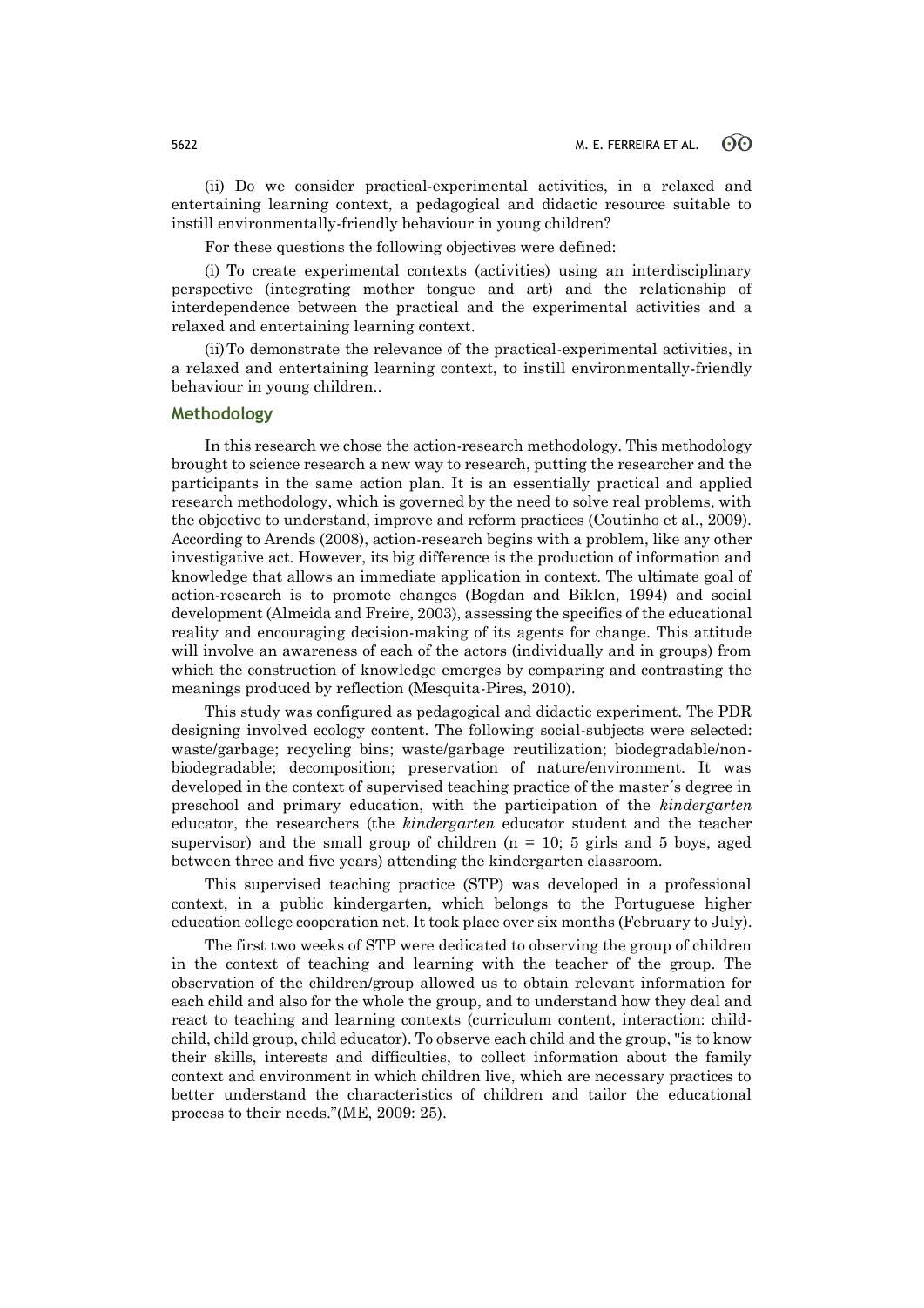(ii) Do we consider practical-experimental activities, in a relaxed and entertaining learning context, a pedagogical and didactic resource suitable to instill environmentally-friendly behaviour in young children?

For these questions the following objectives were defined:

(i) To create experimental contexts (activities) using an interdisciplinary perspective (integrating mother tongue and art) and the relationship of interdependence between the practical and the experimental activities and a relaxed and entertaining learning context.

(ii) To demonstrate the relevance of the practical-experimental activities, in a relaxed and entertaining learning context, to instill environmentally-friendly behaviour in young children..

## Methodology

In this research we chose the action-research methodology. This methodology brought to science research a new way to research, putting the researcher and the participants in the same action plan. It is an essentially practical and applied research methodology, which is governed by the need to solve real problems, with the objective to understand, improve and reform practices (Coutinho et al., 2009). According to Arends (2008), action-research begins with a problem, like any other investigative act. However, its big difference is the production of information and knowledge that allows an immediate application in context. The ultimate goal of action-research is to promote changes (Bogdan and Biklen, 1994) and social development (Almeida and Freire, 2003), assessing the specifics of the educational reality and encouraging decision-making of its agents for change. This attitude will involve an awareness of each of the actors (individually and in groups) from which the construction of knowledge emerges by comparing and contrasting the meanings produced by reflection (Mesquita-Pires, 2010).

This study was configured as pedagogical and didactic experiment. The PDR designing involved ecology content. The following social-subjects were selected: waste/garbage; recycling bins; waste/garbage reutilization; biodegradable/non-biodegradable; decomposition; preservation of nature/environment. It was developed in the context of supervised teaching practice of the master´s degree in preschool and primary education, with the participation of the *kindergarten* educator, the researchers (the *kindergarten* educator student and the teacher supervisor) and the small group of children ($n = 10$; 5 girls and 5 boys, aged between three and five years) attending the kindergarten classroom.

This supervised teaching practice (STP) was developed in a professional context, in a public kindergarten, which belongs to the Portuguese higher education college cooperation net. It took place over six months (February to July).

The first two weeks of STP were dedicated to observing the group of children in the context of teaching and learning with the teacher of the group. The observation of the children/group allowed us to obtain relevant information for each child and also for the whole the group, and to understand how they deal and react to teaching and learning contexts (curriculum content, interaction: child-child, child group, child educator). To observe each child and the group, "is to know their skills, interests and difficulties, to collect information about the family context and environment in which children live, which are necessary practices to better understand the characteristics of children and tailor the educational process to their needs."(ME, 2009: 25).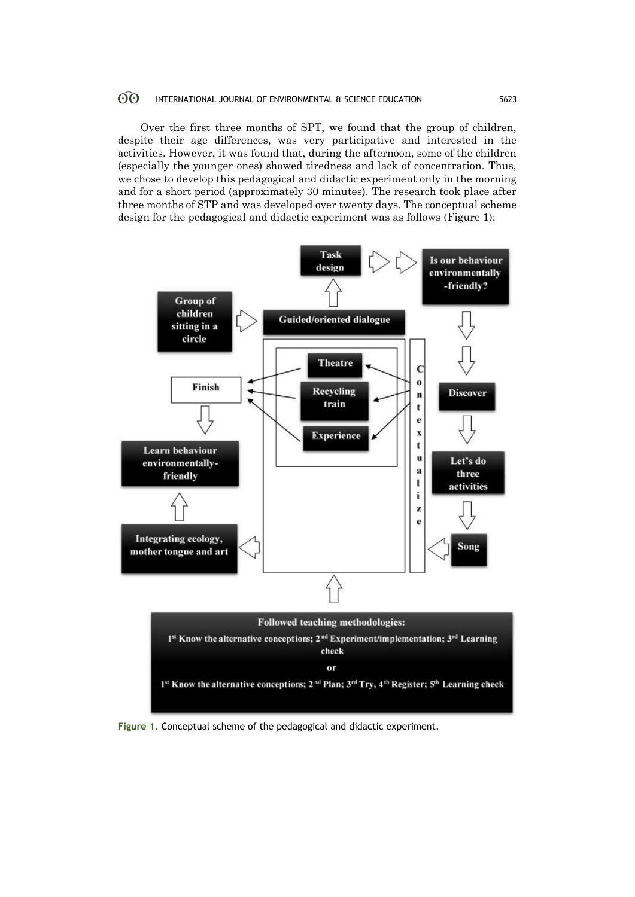Over the first three months of SPT, we found that the group of children, despite their age differences, was very participative and interested in the activities. However, it was found that, during the afternoon, some of the children (especially the younger ones) showed tiredness and lack of concentration. Thus, we chose to develop this pedagogical and didactic experiment only in the morning and for a short period (approximately 30 minutes). The research took place after three months of STP and was developed over twenty days. The conceptual scheme design for the pedagogical and didactic experiment was as follows (Figure 1):

Task design

Is our behaviour environmentally -friendly?

Group of children sitting in a circle

Guided/oriented dialogue

Theatre

Recycling train

Experience

Finish

Discover

Contextualize

Learn behaviour environmentally-friendly

Let's do three activities

Song

Integrating ecology, mother tongue and art

**Followed teaching methodologies:**

1st Know the alternative conceptions; 2nd Experiment/implementation; 3rd Learning check

or

1st Know the alternative conceptions; 2nd Plan; 3rd Try, 4th Register; 5th Learning check

**Figure 1.** Conceptual scheme of the pedagogical and didactic experiment.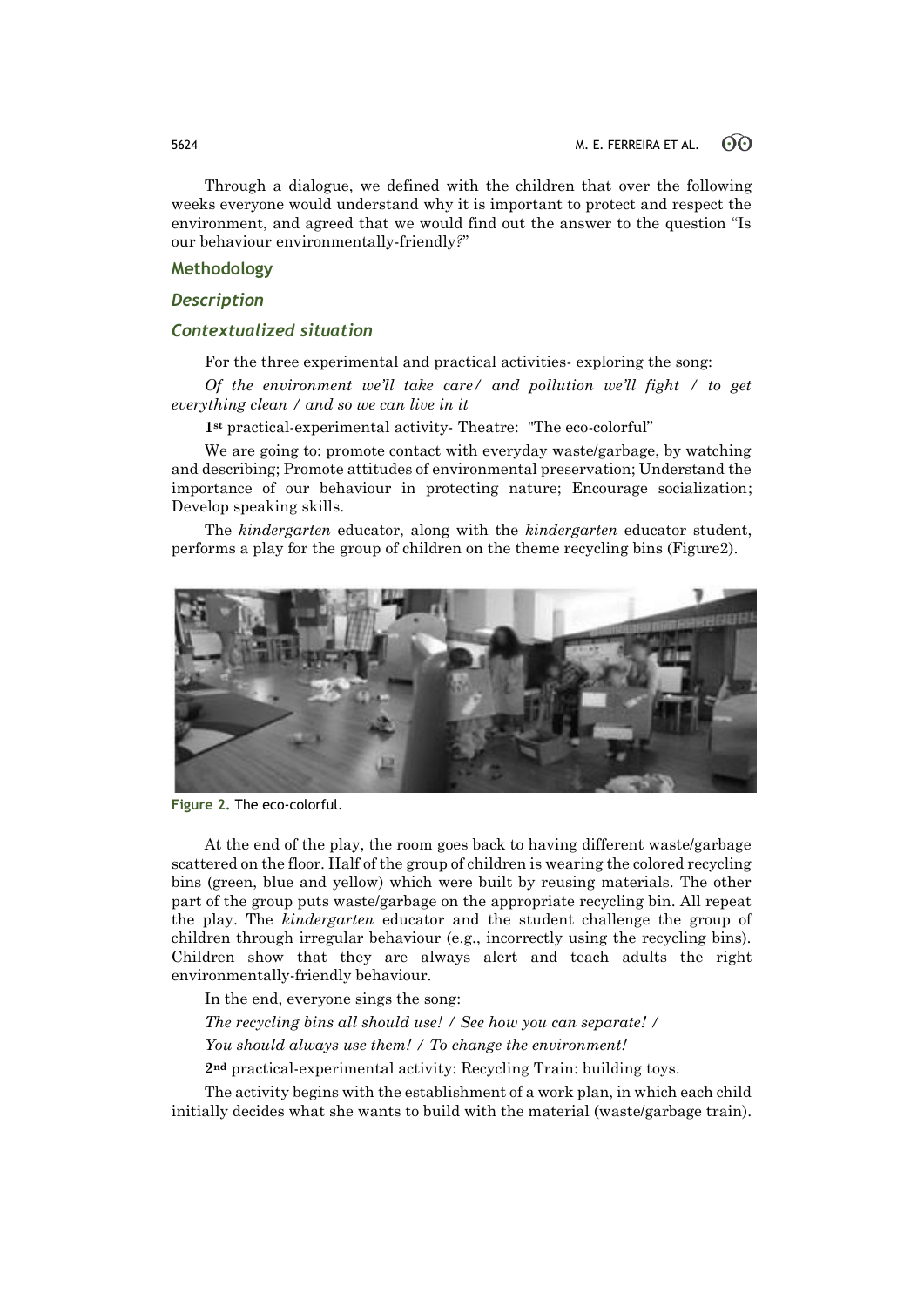Through a dialogue, we defined with the children that over the following weeks everyone would understand why it is important to protect and respect the environment, and agreed that we would find out the answer to the question "Is our behaviour environmentally-friendly?"

## Methodology

### *Description*

### *Contextualized situation*

For the three experimental and practical activities- exploring the song:

*Of the environment we'll take care/ and pollution we'll fight / to get everything clean / and so we can live in it*

**1st** practical-experimental activity- Theatre: "The eco-colorful"

We are going to: promote contact with everyday waste/garbage, by watching and describing; Promote attitudes of environmental preservation; Understand the importance of our behaviour in protecting nature; Encourage socialization; Develop speaking skills.

The *kindergarten* educator, along with the *kindergarten* educator student, performs a play for the group of children on the theme recycling bins (Figure2).

**Figure 2.** The eco-colorful.

At the end of the play, the room goes back to having different waste/garbage scattered on the floor. Half of the group of children is wearing the colored recycling bins (green, blue and yellow) which were built by reusing materials. The other part of the group puts waste/garbage on the appropriate recycling bin. All repeat the play. The *kindergarten* educator and the student challenge the group of children through irregular behaviour (e.g., incorrectly using the recycling bins). Children show that they are always alert and teach adults the right environmentally-friendly behaviour.

In the end, everyone sings the song:

*The recycling bins all should use! / See how you can separate! /*

*You should always use them! / To change the environment!*

**2nd** practical-experimental activity: Recycling Train: building toys.

The activity begins with the establishment of a work plan, in which each child initially decides what she wants to build with the material (waste/garbage train).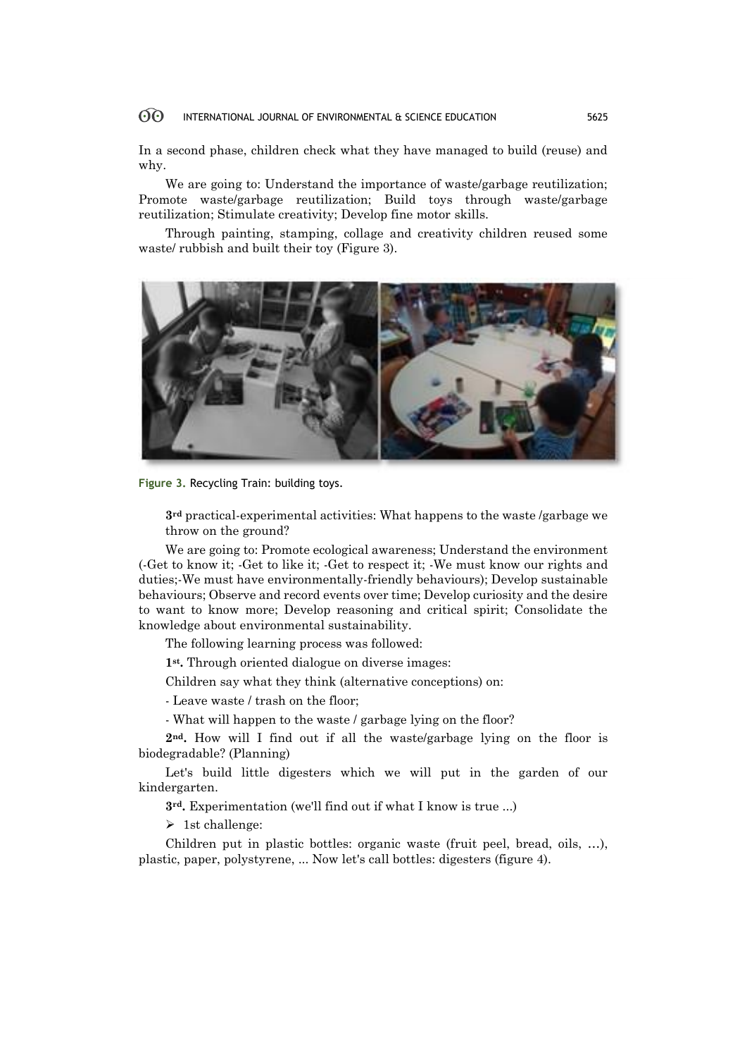In a second phase, children check what they have managed to build (reuse) and why.

We are going to: Understand the importance of waste/garbage reutilization; Promote waste/garbage reutilization; Build toys through waste/garbage reutilization; Stimulate creativity; Develop fine motor skills.

Through painting, stamping, collage and creativity children reused some waste/ rubbish and built their toy (Figure 3).

Figure 3. Recycling Train: building toys.

**3rd** practical-experimental activities: What happens to the waste /garbage we throw on the ground?

We are going to: Promote ecological awareness; Understand the environment (-Get to know it; -Get to like it; -Get to respect it; -We must know our rights and duties;-We must have environmentally-friendly behaviours); Develop sustainable behaviours; Observe and record events over time; Develop curiosity and the desire to want to know more; Develop reasoning and critical spirit; Consolidate the knowledge about environmental sustainability.

The following learning process was followed:

**1st.** Through oriented dialogue on diverse images:

Children say what they think (alternative conceptions) on:

- Leave waste / trash on the floor;

- What will happen to the waste / garbage lying on the floor?

**2nd.** How will I find out if all the waste/garbage lying on the floor is biodegradable? (Planning)

Let's build little digesters which we will put in the garden of our kindergarten.

**3rd.** Experimentation (we'll find out if what I know is true ...)

- 1st challenge:

Children put in plastic bottles: organic waste (fruit peel, bread, oils, …), plastic, paper, polystyrene, ... Now let's call bottles: digesters (figure 4).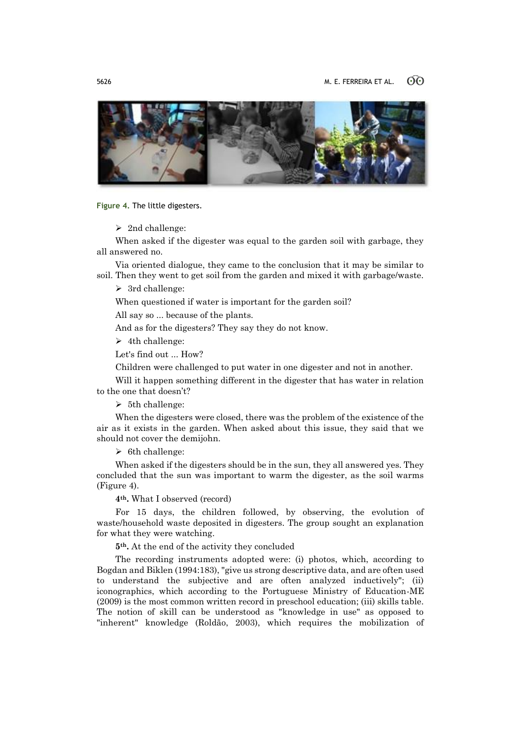Figure 4. The little digesters.

- 2nd challenge:

When asked if the digester was equal to the garden soil with garbage, they all answered no.

Via oriented dialogue, they came to the conclusion that it may be similar to soil. Then they went to get soil from the garden and mixed it with garbage/waste.

- 3rd challenge:

When questioned if water is important for the garden soil?

All say so ... because of the plants.

And as for the digesters? They say they do not know.

- 4th challenge:

Let's find out ... How?

Children were challenged to put water in one digester and not in another.

Will it happen something different in the digester that has water in relation to the one that doesn't?

- 5th challenge:

When the digesters were closed, there was the problem of the existence of the air as it exists in the garden. When asked about this issue, they said that we should not cover the demijohn.

- 6th challenge:

When asked if the digesters should be in the sun, they all answered yes. They concluded that the sun was important to warm the digester, as the soil warms (Figure 4).

**4th.** What I observed (record)

For 15 days, the children followed, by observing, the evolution of waste/household waste deposited in digesters. The group sought an explanation for what they were watching.

**5th.** At the end of the activity they concluded

The recording instruments adopted were: (i) photos, which, according to Bogdan and Biklen (1994:183), "give us strong descriptive data, and are often used to understand the subjective and are often analyzed inductively"; (ii) iconographics, which according to the Portuguese Ministry of Education-ME (2009) is the most common written record in preschool education; (iii) skills table. The notion of skill can be understood as "knowledge in use" as opposed to "inherent" knowledge (Roldão, 2003), which requires the mobilization of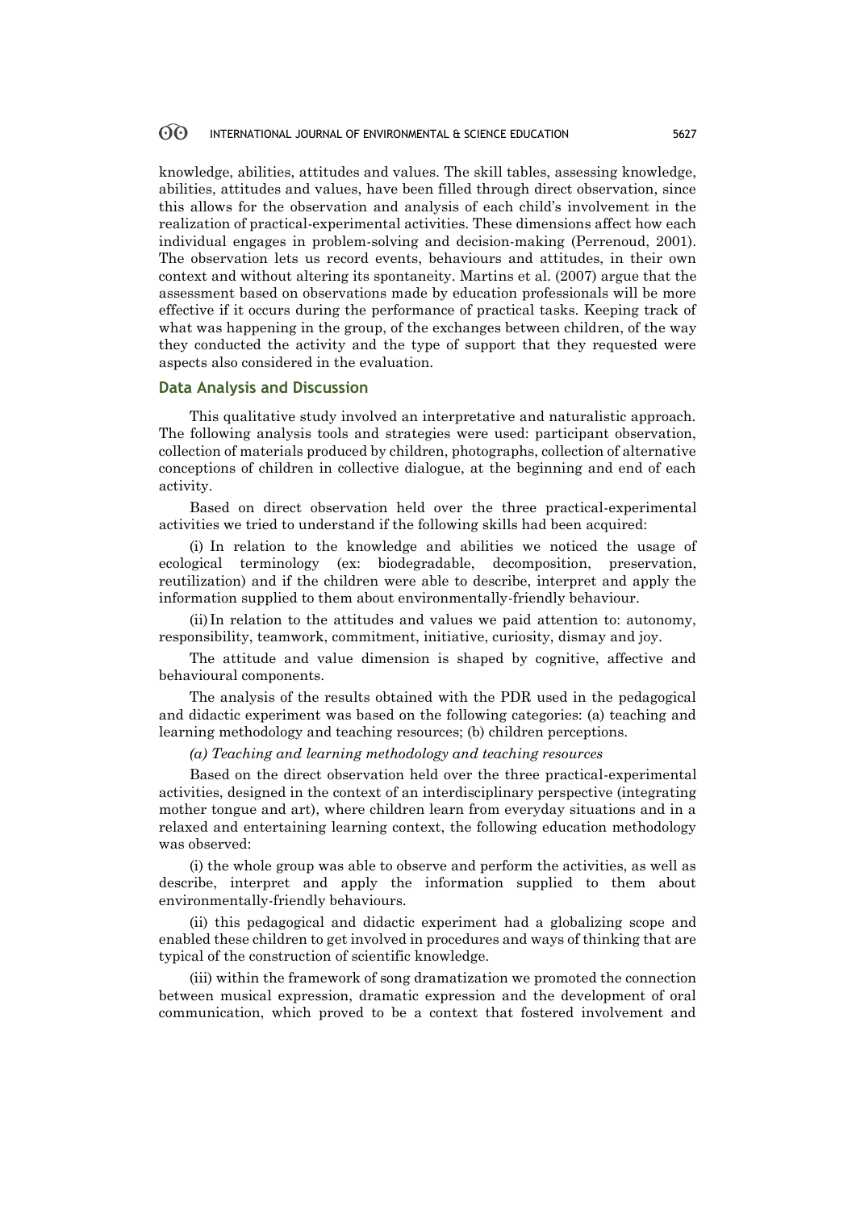knowledge, abilities, attitudes and values. The skill tables, assessing knowledge, abilities, attitudes and values, have been filled through direct observation, since this allows for the observation and analysis of each child's involvement in the realization of practical-experimental activities. These dimensions affect how each individual engages in problem-solving and decision-making (Perrenoud, 2001). The observation lets us record events, behaviours and attitudes, in their own context and without altering its spontaneity. Martins et al. (2007) argue that the assessment based on observations made by education professionals will be more effective if it occurs during the performance of practical tasks. Keeping track of what was happening in the group, of the exchanges between children, of the way they conducted the activity and the type of support that they requested were aspects also considered in the evaluation.

## Data Analysis and Discussion

This qualitative study involved an interpretative and naturalistic approach. The following analysis tools and strategies were used: participant observation, collection of materials produced by children, photographs, collection of alternative conceptions of children in collective dialogue, at the beginning and end of each activity.

Based on direct observation held over the three practical-experimental activities we tried to understand if the following skills had been acquired:

(i) In relation to the knowledge and abilities we noticed the usage of ecological terminology (ex: biodegradable, decomposition, preservation, reutilization) and if the children were able to describe, interpret and apply the information supplied to them about environmentally-friendly behaviour.

(ii) In relation to the attitudes and values we paid attention to: autonomy, responsibility, teamwork, commitment, initiative, curiosity, dismay and joy.

The attitude and value dimension is shaped by cognitive, affective and behavioural components.

The analysis of the results obtained with the PDR used in the pedagogical and didactic experiment was based on the following categories: (a) teaching and learning methodology and teaching resources; (b) children perceptions.

*(a) Teaching and learning methodology and teaching resources*

Based on the direct observation held over the three practical-experimental activities, designed in the context of an interdisciplinary perspective (integrating mother tongue and art), where children learn from everyday situations and in a relaxed and entertaining learning context, the following education methodology was observed:

(i) the whole group was able to observe and perform the activities, as well as describe, interpret and apply the information supplied to them about environmentally-friendly behaviours.

(ii) this pedagogical and didactic experiment had a globalizing scope and enabled these children to get involved in procedures and ways of thinking that are typical of the construction of scientific knowledge.

(iii) within the framework of song dramatization we promoted the connection between musical expression, dramatic expression and the development of oral communication, which proved to be a context that fostered involvement and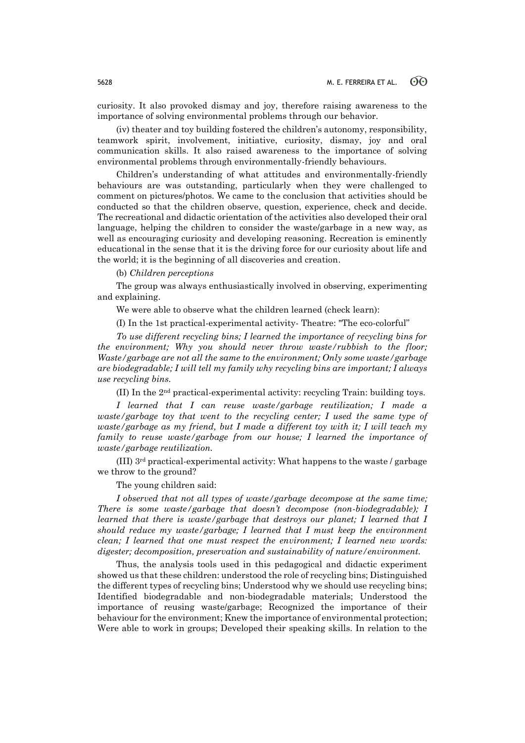curiosity. It also provoked dismay and joy, therefore raising awareness to the importance of solving environmental problems through our behavior.

(iv) theater and toy building fostered the children's autonomy, responsibility, teamwork spirit, involvement, initiative, curiosity, dismay, joy and oral communication skills. It also raised awareness to the importance of solving environmental problems through environmentally-friendly behaviours.

Children's understanding of what attitudes and environmentally-friendly behaviours are was outstanding, particularly when they were challenged to comment on pictures/photos. We came to the conclusion that activities should be conducted so that the children observe, question, experience, check and decide. The recreational and didactic orientation of the activities also developed their oral language, helping the children to consider the waste/garbage in a new way, as well as encouraging curiosity and developing reasoning. Recreation is eminently educational in the sense that it is the driving force for our curiosity about life and the world; it is the beginning of all discoveries and creation.

(b) *Children perceptions*

The group was always enthusiastically involved in observing, experimenting and explaining.

We were able to observe what the children learned (check learn):

(I) In the 1st practical-experimental activity- Theatre: "The eco-colorful"

*To use different recycling bins; I learned the importance of recycling bins for the environment; Why you should never throw waste/rubbish to the floor; Waste/garbage are not all the same to the environment; Only some waste/garbage are biodegradable; I will tell my family why recycling bins are important; I always use recycling bins.*

(II) In the 2nd practical-experimental activity: recycling Train: building toys.

*I learned that I can reuse waste/garbage reutilization; I made a waste/garbage toy that went to the recycling center; I used the same type of waste/garbage as my friend, but I made a different toy with it; I will teach my family to reuse waste/garbage from our house; I learned the importance of waste/garbage reutilization.*

(III) 3rd practical-experimental activity: What happens to the waste / garbage we throw to the ground?

The young children said:

*I observed that not all types of waste/garbage decompose at the same time; There is some waste/garbage that doesn't decompose (non-biodegradable); I learned that there is waste/garbage that destroys our planet; I learned that I should reduce my waste/garbage; I learned that I must keep the environment clean; I learned that one must respect the environment; I learned new words: digester; decomposition, preservation and sustainability of nature/environment.*

Thus, the analysis tools used in this pedagogical and didactic experiment showed us that these children: understood the role of recycling bins; Distinguished the different types of recycling bins; Understood why we should use recycling bins; Identified biodegradable and non-biodegradable materials; Understood the importance of reusing waste/garbage; Recognized the importance of their behaviour for the environment; Knew the importance of environmental protection; Were able to work in groups; Developed their speaking skills. In relation to the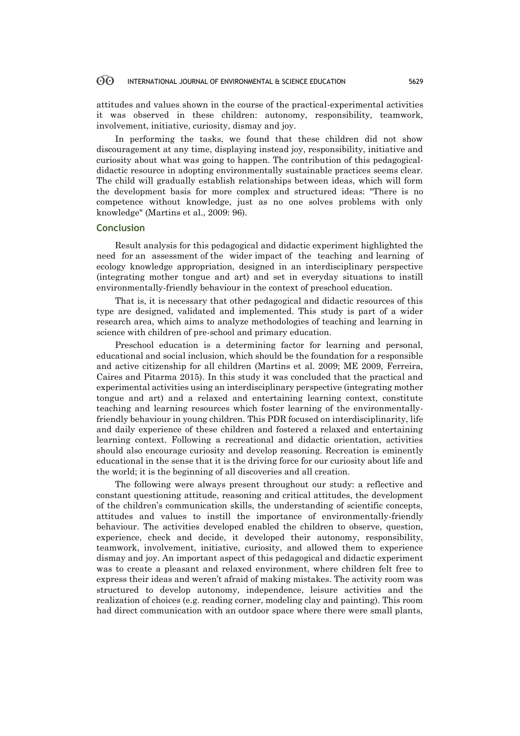attitudes and values shown in the course of the practical-experimental activities it was observed in these children: autonomy, responsibility, teamwork, involvement, initiative, curiosity, dismay and joy.

In performing the tasks, we found that these children did not show discouragement at any time, displaying instead joy, responsibility, initiative and curiosity about what was going to happen. The contribution of this pedagogical-didactic resource in adopting environmentally sustainable practices seems clear. The child will gradually establish relationships between ideas, which will form the development basis for more complex and structured ideas: "There is no competence without knowledge, just as no one solves problems with only knowledge" (Martins et al., 2009: 96).

## Conclusion

Result analysis for this pedagogical and didactic experiment highlighted the need for an assessment of the wider impact of the teaching and learning of ecology knowledge appropriation, designed in an interdisciplinary perspective (integrating mother tongue and art) and set in everyday situations to instill environmentally-friendly behaviour in the context of preschool education.

That is, it is necessary that other pedagogical and didactic resources of this type are designed, validated and implemented. This study is part of a wider research area, which aims to analyze methodologies of teaching and learning in science with children of pre-school and primary education.

Preschool education is a determining factor for learning and personal, educational and social inclusion, which should be the foundation for a responsible and active citizenship for all children (Martins et al. 2009; ME 2009, Ferreira, Caires and Pitarma 2015). In this study it was concluded that the practical and experimental activities using an interdisciplinary perspective (integrating mother tongue and art) and a relaxed and entertaining learning context, constitute teaching and learning resources which foster learning of the environmentally-friendly behaviour in young children. This PDR focused on interdisciplinarity, life and daily experience of these children and fostered a relaxed and entertaining learning context. Following a recreational and didactic orientation, activities should also encourage curiosity and develop reasoning. Recreation is eminently educational in the sense that it is the driving force for our curiosity about life and the world; it is the beginning of all discoveries and all creation.

The following were always present throughout our study: a reflective and constant questioning attitude, reasoning and critical attitudes, the development of the children's communication skills, the understanding of scientific concepts, attitudes and values to instill the importance of environmentally-friendly behaviour. The activities developed enabled the children to observe, question, experience, check and decide, it developed their autonomy, responsibility, teamwork, involvement, initiative, curiosity, and allowed them to experience dismay and joy. An important aspect of this pedagogical and didactic experiment was to create a pleasant and relaxed environment, where children felt free to express their ideas and weren't afraid of making mistakes. The activity room was structured to develop autonomy, independence, leisure activities and the realization of choices (e.g. reading corner, modeling clay and painting). This room had direct communication with an outdoor space where there were small plants,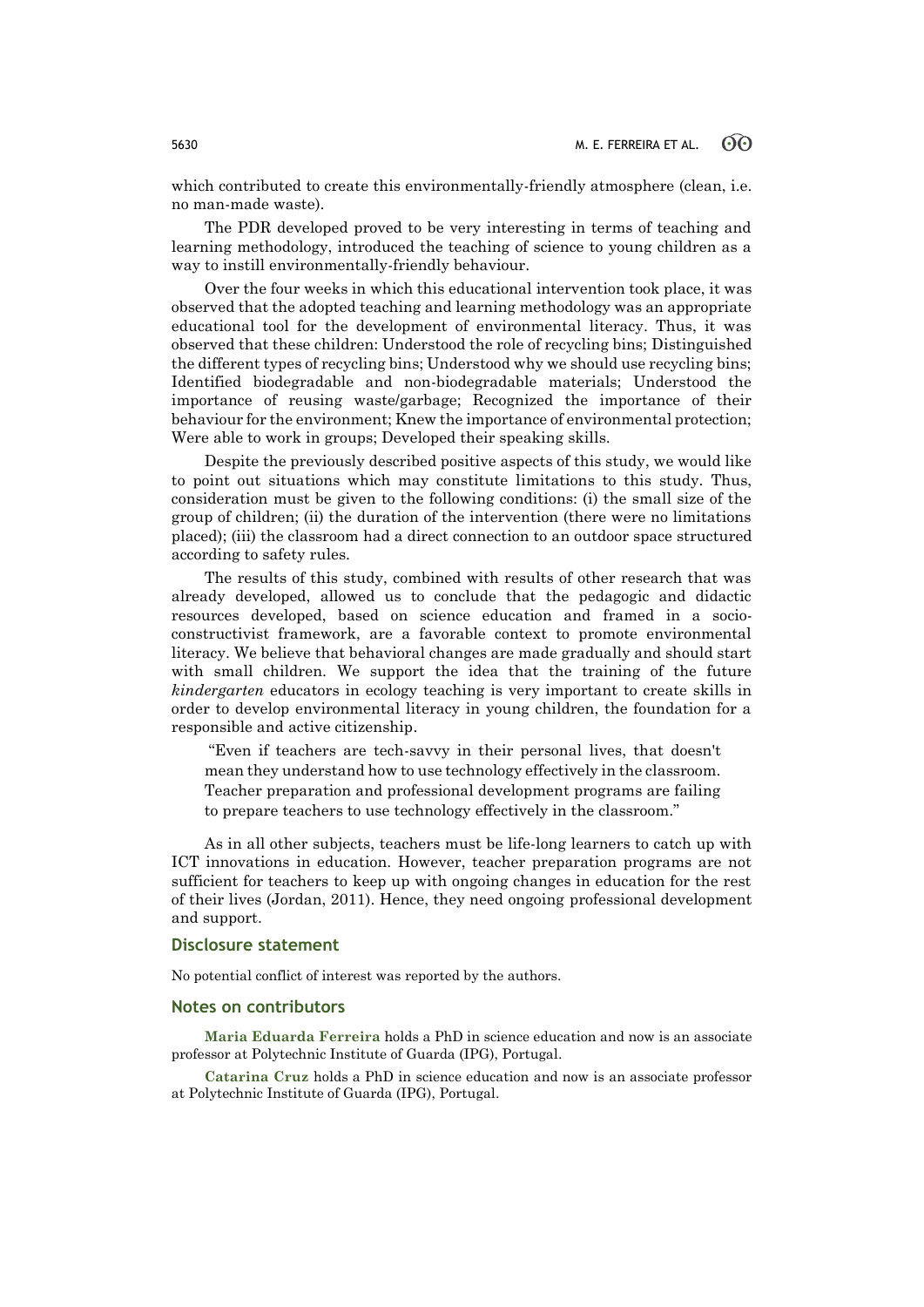which contributed to create this environmentally-friendly atmosphere (clean, i.e. no man-made waste).

The PDR developed proved to be very interesting in terms of teaching and learning methodology, introduced the teaching of science to young children as a way to instill environmentally-friendly behaviour.

Over the four weeks in which this educational intervention took place, it was observed that the adopted teaching and learning methodology was an appropriate educational tool for the development of environmental literacy. Thus, it was observed that these children: Understood the role of recycling bins; Distinguished the different types of recycling bins; Understood why we should use recycling bins; Identified biodegradable and non-biodegradable materials; Understood the importance of reusing waste/garbage; Recognized the importance of their behaviour for the environment; Knew the importance of environmental protection; Were able to work in groups; Developed their speaking skills.

Despite the previously described positive aspects of this study, we would like to point out situations which may constitute limitations to this study. Thus, consideration must be given to the following conditions: (i) the small size of the group of children; (ii) the duration of the intervention (there were no limitations placed); (iii) the classroom had a direct connection to an outdoor space structured according to safety rules.

The results of this study, combined with results of other research that was already developed, allowed us to conclude that the pedagogic and didactic resources developed, based on science education and framed in a socio-constructivist framework, are a favorable context to promote environmental literacy. We believe that behavioral changes are made gradually and should start with small children. We support the idea that the training of the future *kindergarten* educators in ecology teaching is very important to create skills in order to develop environmental literacy in young children, the foundation for a responsible and active citizenship.

> "Even if teachers are tech-savvy in their personal lives, that doesn't mean they understand how to use technology effectively in the classroom. Teacher preparation and professional development programs are failing to prepare teachers to use technology effectively in the classroom."

As in all other subjects, teachers must be life-long learners to catch up with ICT innovations in education. However, teacher preparation programs are not sufficient for teachers to keep up with ongoing changes in education for the rest of their lives (Jordan, 2011). Hence, they need ongoing professional development and support.

## Disclosure statement

No potential conflict of interest was reported by the authors.

## Notes on contributors

**Maria Eduarda Ferreira** holds a PhD in science education and now is an associate professor at Polytechnic Institute of Guarda (IPG), Portugal.

**Catarina Cruz** holds a PhD in science education and now is an associate professor at Polytechnic Institute of Guarda (IPG), Portugal.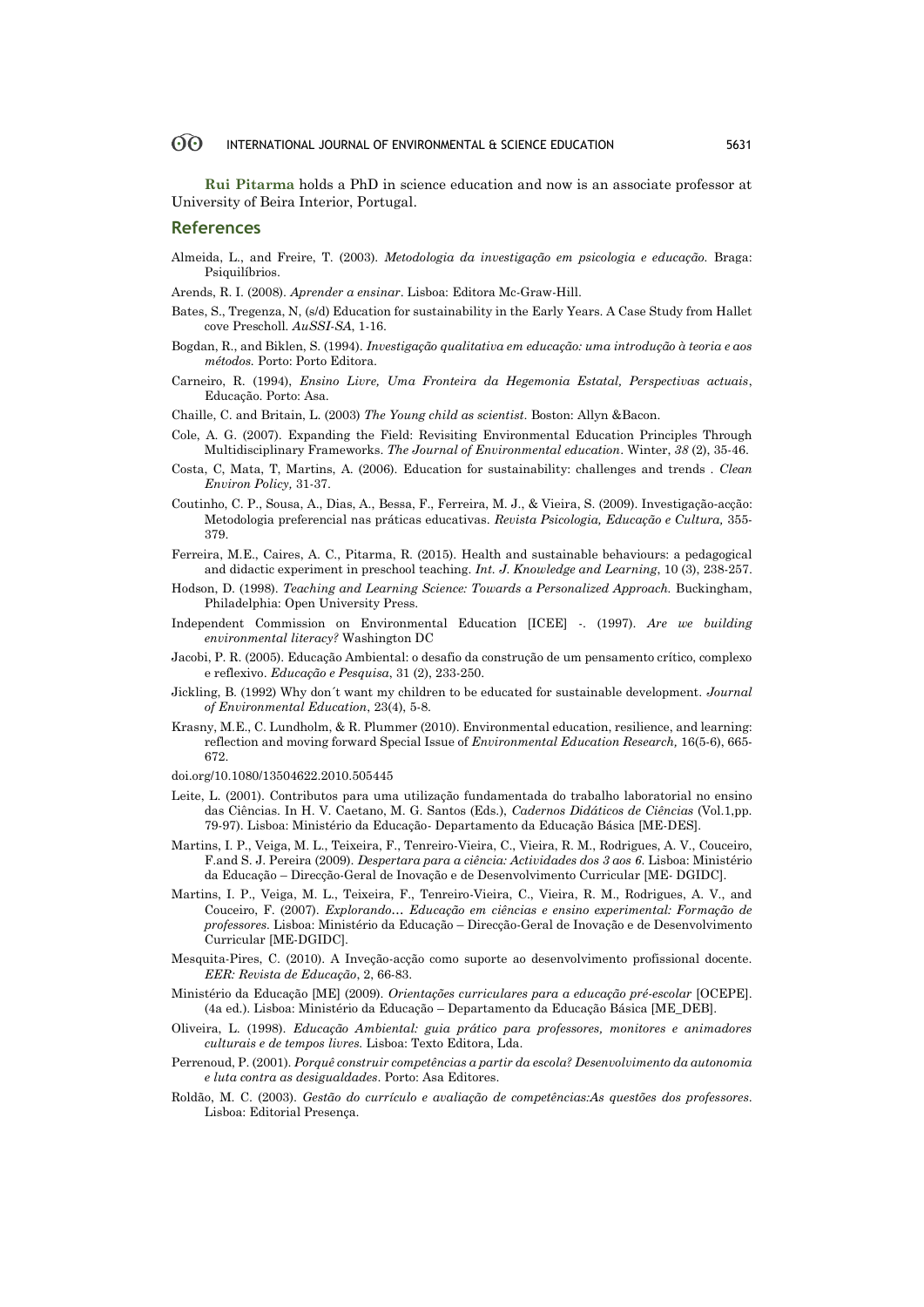**Rui Pitarma** holds a PhD in science education and now is an associate professor at University of Beira Interior, Portugal.

## References

Almeida, L., and Freire, T. (2003). *Metodologia da investigação em psicologia e educação.* Braga: Psiquilíbrios.

Arends, R. I. (2008). *Aprender a ensinar*. Lisboa: Editora Mc-Graw-Hill.

Bates, S., Tregenza, N, (s/d) Education for sustainability in the Early Years. A Case Study from Hallet cove Prescholl. *AuSSI-SA*, 1-16.

Bogdan, R., and Biklen, S. (1994). *Investigação qualitativa em educação: uma introdução à teoria e aos métodos.* Porto: Porto Editora.

Carneiro, R. (1994), *Ensino Livre, Uma Fronteira da Hegemonia Estatal, Perspectivas actuais*, Educação. Porto: Asa.

Chaille, C. and Britain, L. (2003) *The Young child as scientist.* Boston: Allyn &Bacon.

Cole, A. G. (2007). Expanding the Field: Revisiting Environmental Education Principles Through Multidisciplinary Frameworks. *The Journal of Environmental education*. Winter, *38* (2), 35-46.

Costa, C, Mata, T, Martins, A. (2006). Education for sustainability: challenges and trends . *Clean Environ Policy,* 31-37.

Coutinho, C. P., Sousa, A., Dias, A., Bessa, F., Ferreira, M. J., & Vieira, S. (2009). Investigação-acção: Metodologia preferencial nas práticas educativas. *Revista Psicologia, Educação e Cultura,* 355-379.

Ferreira, M.E., Caires, A. C., Pitarma, R. (2015). Health and sustainable behaviours: a pedagogical and didactic experiment in preschool teaching. *Int. J. Knowledge and Learning*, 10 (3), 238-257.

Hodson, D. (1998). *Teaching and Learning Science: Towards a Personalized Approach.* Buckingham, Philadelphia: Open University Press.

Independent Commission on Environmental Education [ICEE] -. (1997). *Are we building environmental literacy?* Washington DC

Jacobi, P. R. (2005). Educação Ambiental: o desafio da construção de um pensamento crítico, complexo e reflexivo. *Educação e Pesquisa*, 31 (2), 233-250.

Jickling, B. (1992) Why don´t want my children to be educated for sustainable development. *Journal of Environmental Education*, 23(4), 5-8.

Krasny, M.E., C. Lundholm, & R. Plummer (2010). Environmental education, resilience, and learning: reflection and moving forward Special Issue of *Environmental Education Research,* 16(5-6), 665-672.

doi.org/10.1080/13504622.2010.505445

Leite, L. (2001). Contributos para uma utilização fundamentada do trabalho laboratorial no ensino das Ciências. In H. V. Caetano, M. G. Santos (Eds.), *Cadernos Didáticos de Ciências* (Vol.1,pp. 79-97). Lisboa: Ministério da Educação- Departamento da Educação Básica [ME-DES].

Martins, I. P., Veiga, M. L., Teixeira, F., Tenreiro-Vieira, C., Vieira, R. M., Rodrigues, A. V., Couceiro, F.and S. J. Pereira (2009). *Despertara para a ciência: Actividades dos 3 aos 6*. Lisboa: Ministério da Educação – Direcção-Geral de Inovação e de Desenvolvimento Curricular [ME- DGIDC].

Martins, I. P., Veiga, M. L., Teixeira, F., Tenreiro-Vieira, C., Vieira, R. M., Rodrigues, A. V., and Couceiro, F. (2007). *Explorando… Educação em ciências e ensino experimental: Formação de professores.* Lisboa: Ministério da Educação – Direcção-Geral de Inovação e de Desenvolvimento Curricular [ME-DGIDC].

Mesquita-Pires, C. (2010). A Inveção-acção como suporte ao desenvolvimento profissional docente. *EER: Revista de Educação*, 2, 66-83.

Ministério da Educação [ME] (2009). *Orientações curriculares para a educação pré-escolar* [OCEPE]. (4a ed.). Lisboa: Ministério da Educação – Departamento da Educação Básica [ME_DEB].

Oliveira, L. (1998). *Educação Ambiental: guia prático para professores, monitores e animadores culturais e de tempos livres.* Lisboa: Texto Editora, Lda.

Perrenoud, P. (2001). *Porquê construir competências a partir da escola? Desenvolvimento da autonomia e luta contra as desigualdades*. Porto: Asa Editores.

Roldão, M. C. (2003). *Gestão do currículo e avaliação de competências:As questões dos professores*. Lisboa: Editorial Presença.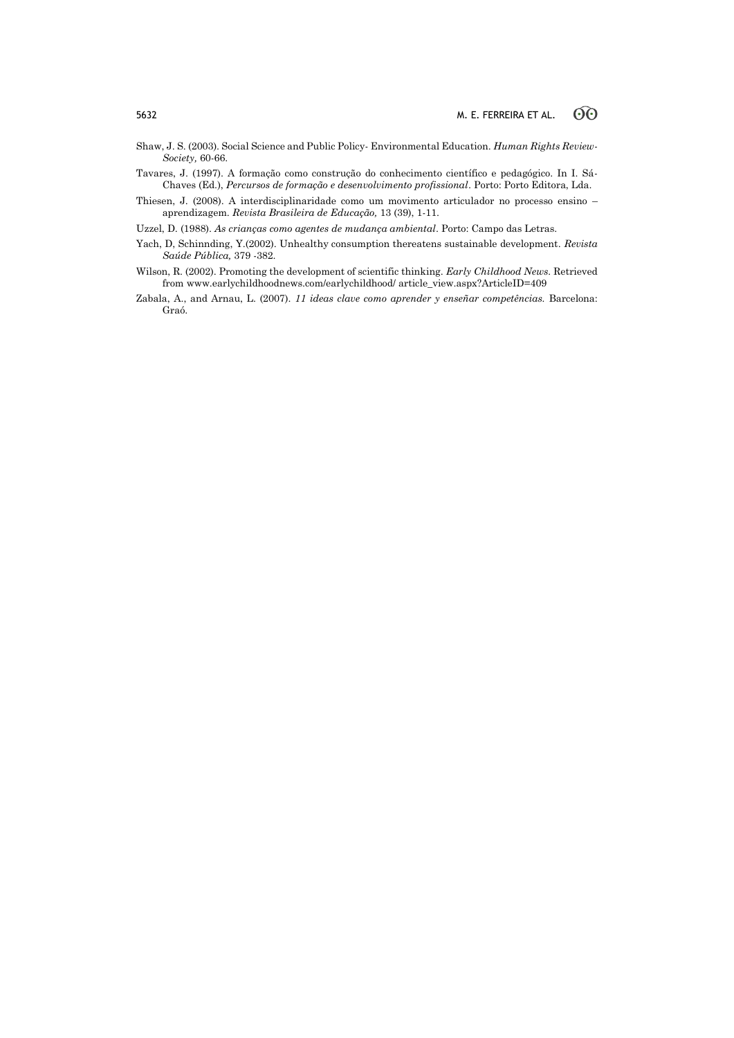Shaw, J. S. (2003). Social Science and Public Policy- Environmental Education. *Human Rights Review-Society,* 60-66.

Tavares, J. (1997). A formação como construção do conhecimento científico e pedagógico. In I. Sá-Chaves (Ed.), *Percursos de formação e desenvolvimento profissional*. Porto: Porto Editora, Lda.

Thiesen, J. (2008). A interdisciplinaridade como um movimento articulador no processo ensino – aprendizagem. *Revista Brasileira de Educação,* 13 (39), 1-11.

Uzzel, D. (1988). *As crianças como agentes de mudança ambiental*. Porto: Campo das Letras.

Yach, D, Schinnding, Y.(2002). Unhealthy consumption thereatens sustainable development. *Revista Saúde Pública,* 379 -382.

Wilson, R. (2002). Promoting the development of scientific thinking. *Early Childhood News*. Retrieved from www.earlychildhoodnews.com/earlychildhood/ article_view.aspx?ArticleID=409

Zabala, A., and Arnau, L. (2007). *11 ideas clave como aprender y enseñar competências.* Barcelona: Graó.